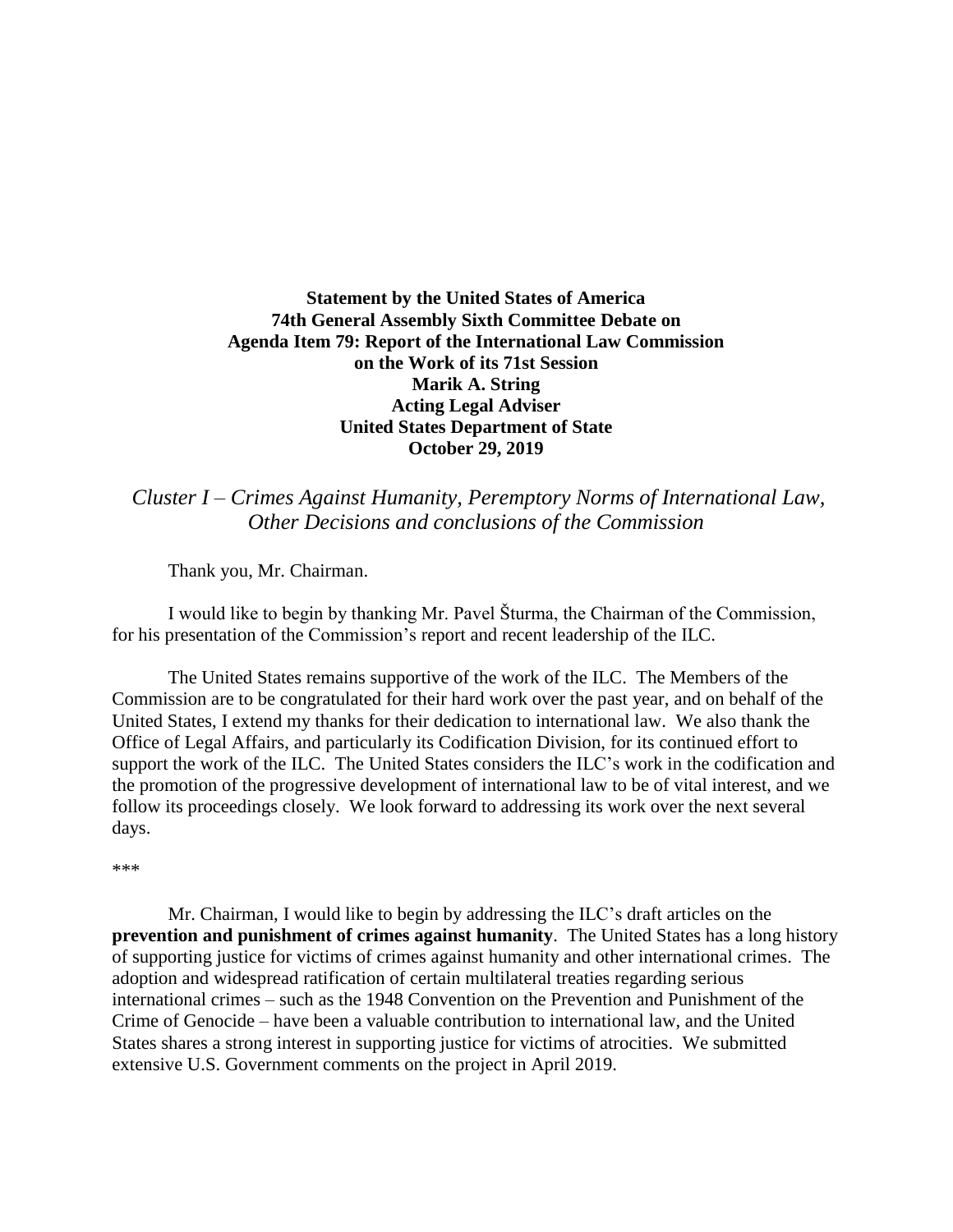**Statement by the United States of America**
**74th General Assembly Sixth Committee Debate on**
**Agenda Item 79: Report of the International Law Commission**
**on the Work of its 71st Session**
**Marik A. String**
**Acting Legal Adviser**
**United States Department of State**
**October 29, 2019**

*Cluster I – Crimes Against Humanity, Peremptory Norms of International Law, Other Decisions and conclusions of the Commission*

Thank you, Mr. Chairman.

I would like to begin by thanking Mr. Pavel Šturma, the Chairman of the Commission, for his presentation of the Commission's report and recent leadership of the ILC.

The United States remains supportive of the work of the ILC. The Members of the Commission are to be congratulated for their hard work over the past year, and on behalf of the United States, I extend my thanks for their dedication to international law. We also thank the Office of Legal Affairs, and particularly its Codification Division, for its continued effort to support the work of the ILC. The United States considers the ILC's work in the codification and the promotion of the progressive development of international law to be of vital interest, and we follow its proceedings closely. We look forward to addressing its work over the next several days.

***

Mr. Chairman, I would like to begin by addressing the ILC's draft articles on the **prevention and punishment of crimes against humanity**. The United States has a long history of supporting justice for victims of crimes against humanity and other international crimes. The adoption and widespread ratification of certain multilateral treaties regarding serious international crimes – such as the 1948 Convention on the Prevention and Punishment of the Crime of Genocide – have been a valuable contribution to international law, and the United States shares a strong interest in supporting justice for victims of atrocities. We submitted extensive U.S. Government comments on the project in April 2019.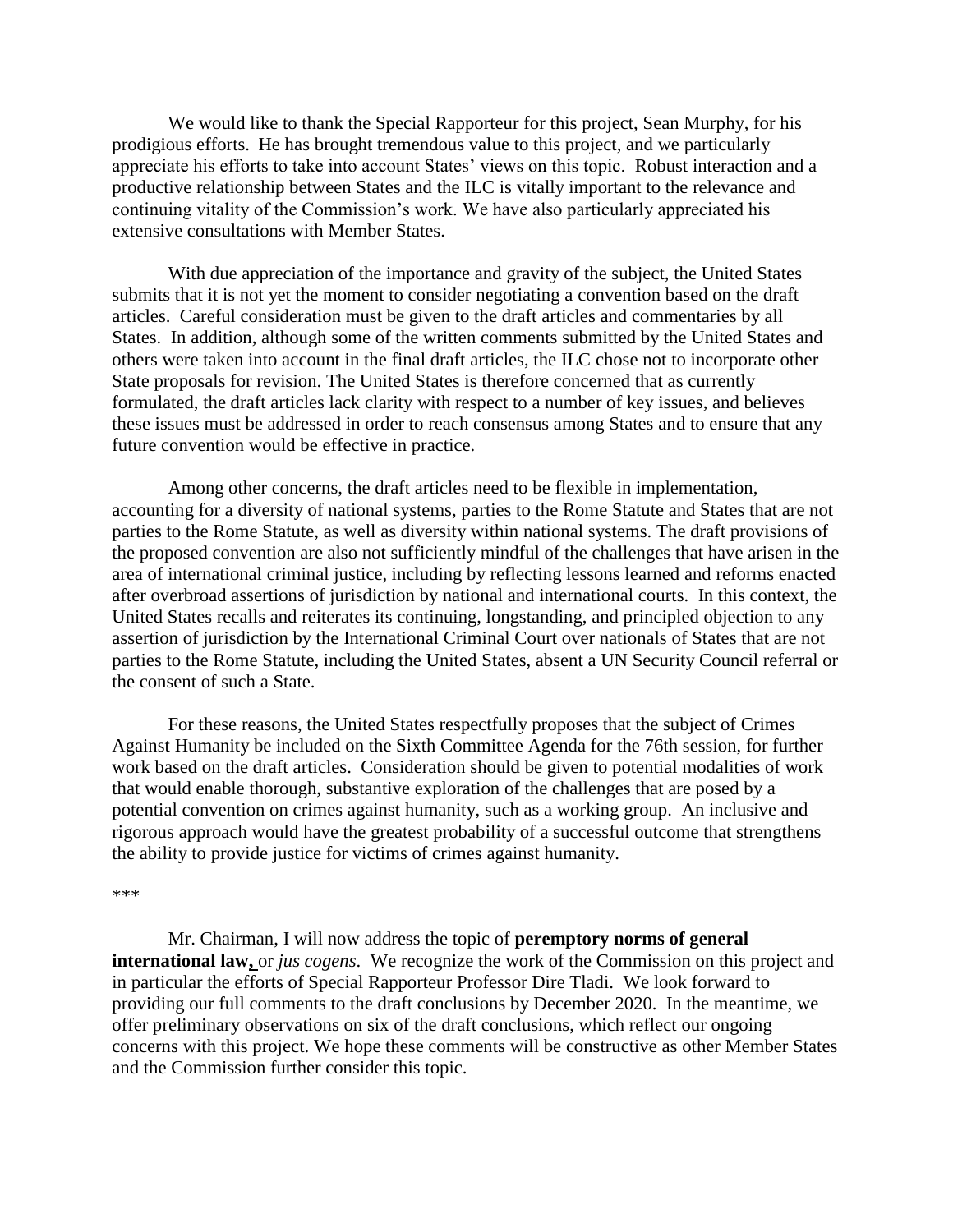We would like to thank the Special Rapporteur for this project, Sean Murphy, for his prodigious efforts. He has brought tremendous value to this project, and we particularly appreciate his efforts to take into account States' views on this topic. Robust interaction and a productive relationship between States and the ILC is vitally important to the relevance and continuing vitality of the Commission's work. We have also particularly appreciated his extensive consultations with Member States.

With due appreciation of the importance and gravity of the subject, the United States submits that it is not yet the moment to consider negotiating a convention based on the draft articles. Careful consideration must be given to the draft articles and commentaries by all States. In addition, although some of the written comments submitted by the United States and others were taken into account in the final draft articles, the ILC chose not to incorporate other State proposals for revision. The United States is therefore concerned that as currently formulated, the draft articles lack clarity with respect to a number of key issues, and believes these issues must be addressed in order to reach consensus among States and to ensure that any future convention would be effective in practice.

Among other concerns, the draft articles need to be flexible in implementation, accounting for a diversity of national systems, parties to the Rome Statute and States that are not parties to the Rome Statute, as well as diversity within national systems. The draft provisions of the proposed convention are also not sufficiently mindful of the challenges that have arisen in the area of international criminal justice, including by reflecting lessons learned and reforms enacted after overbroad assertions of jurisdiction by national and international courts. In this context, the United States recalls and reiterates its continuing, longstanding, and principled objection to any assertion of jurisdiction by the International Criminal Court over nationals of States that are not parties to the Rome Statute, including the United States, absent a UN Security Council referral or the consent of such a State.

For these reasons, the United States respectfully proposes that the subject of Crimes Against Humanity be included on the Sixth Committee Agenda for the 76th session, for further work based on the draft articles. Consideration should be given to potential modalities of work that would enable thorough, substantive exploration of the challenges that are posed by a potential convention on crimes against humanity, such as a working group. An inclusive and rigorous approach would have the greatest probability of a successful outcome that strengthens the ability to provide justice for victims of crimes against humanity.

***

Mr. Chairman, I will now address the topic of **peremptory norms of general international law,** or *jus cogens*. We recognize the work of the Commission on this project and in particular the efforts of Special Rapporteur Professor Dire Tladi. We look forward to providing our full comments to the draft conclusions by December 2020. In the meantime, we offer preliminary observations on six of the draft conclusions, which reflect our ongoing concerns with this project. We hope these comments will be constructive as other Member States and the Commission further consider this topic.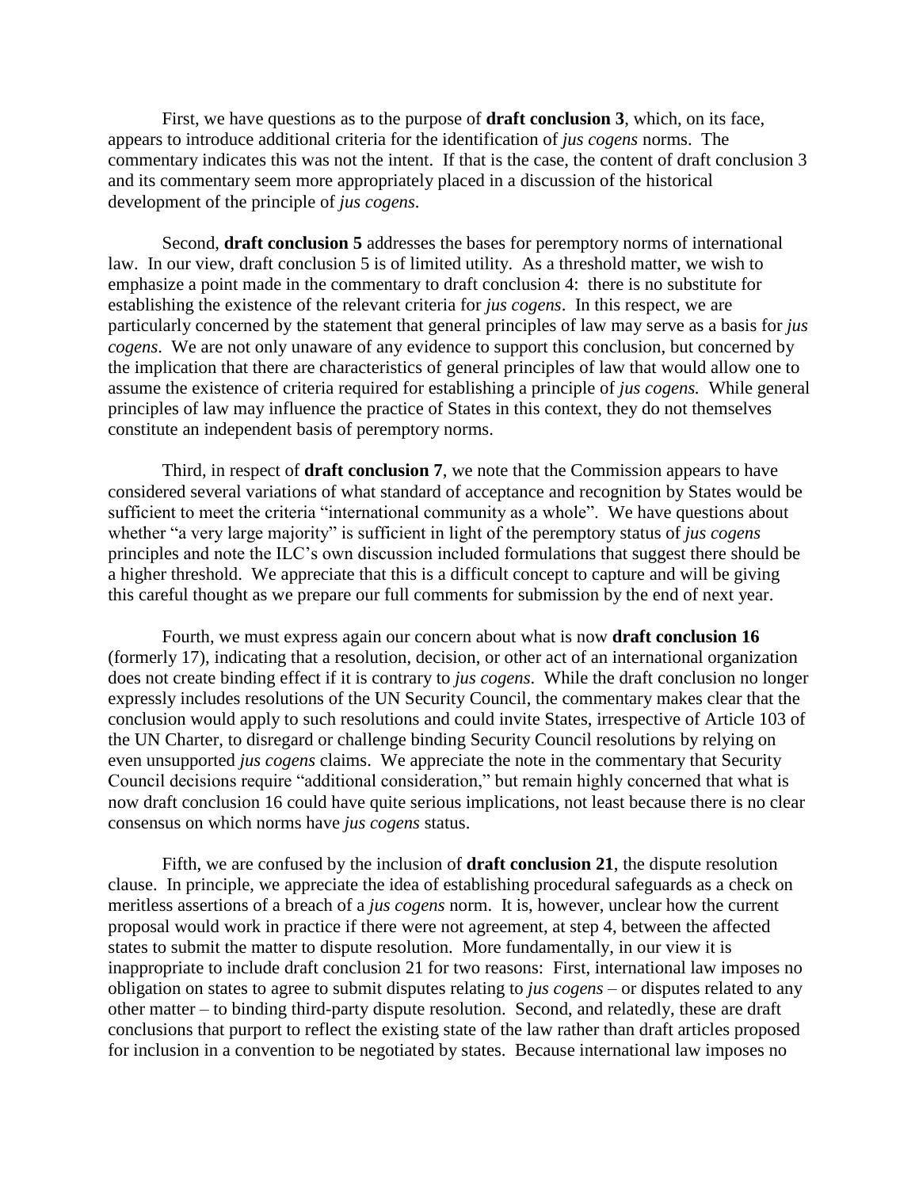First, we have questions as to the purpose of **draft conclusion 3**, which, on its face, appears to introduce additional criteria for the identification of *jus cogens* norms. The commentary indicates this was not the intent. If that is the case, the content of draft conclusion 3 and its commentary seem more appropriately placed in a discussion of the historical development of the principle of *jus cogens*.

Second, **draft conclusion 5** addresses the bases for peremptory norms of international law. In our view, draft conclusion 5 is of limited utility. As a threshold matter, we wish to emphasize a point made in the commentary to draft conclusion 4: there is no substitute for establishing the existence of the relevant criteria for *jus cogens*. In this respect, we are particularly concerned by the statement that general principles of law may serve as a basis for *jus cogens*. We are not only unaware of any evidence to support this conclusion, but concerned by the implication that there are characteristics of general principles of law that would allow one to assume the existence of criteria required for establishing a principle of *jus cogens.* While general principles of law may influence the practice of States in this context, they do not themselves constitute an independent basis of peremptory norms.

Third, in respect of **draft conclusion 7**, we note that the Commission appears to have considered several variations of what standard of acceptance and recognition by States would be sufficient to meet the criteria "international community as a whole". We have questions about whether "a very large majority" is sufficient in light of the peremptory status of *jus cogens* principles and note the ILC's own discussion included formulations that suggest there should be a higher threshold. We appreciate that this is a difficult concept to capture and will be giving this careful thought as we prepare our full comments for submission by the end of next year.

Fourth, we must express again our concern about what is now **draft conclusion 16** (formerly 17), indicating that a resolution, decision, or other act of an international organization does not create binding effect if it is contrary to *jus cogens*. While the draft conclusion no longer expressly includes resolutions of the UN Security Council, the commentary makes clear that the conclusion would apply to such resolutions and could invite States, irrespective of Article 103 of the UN Charter, to disregard or challenge binding Security Council resolutions by relying on even unsupported *jus cogens* claims. We appreciate the note in the commentary that Security Council decisions require "additional consideration," but remain highly concerned that what is now draft conclusion 16 could have quite serious implications, not least because there is no clear consensus on which norms have *jus cogens* status.

Fifth, we are confused by the inclusion of **draft conclusion 21**, the dispute resolution clause. In principle, we appreciate the idea of establishing procedural safeguards as a check on meritless assertions of a breach of a *jus cogens* norm. It is, however, unclear how the current proposal would work in practice if there were not agreement, at step 4, between the affected states to submit the matter to dispute resolution. More fundamentally, in our view it is inappropriate to include draft conclusion 21 for two reasons: First, international law imposes no obligation on states to agree to submit disputes relating to *jus cogens* – or disputes related to any other matter – to binding third-party dispute resolution. Second, and relatedly, these are draft conclusions that purport to reflect the existing state of the law rather than draft articles proposed for inclusion in a convention to be negotiated by states. Because international law imposes no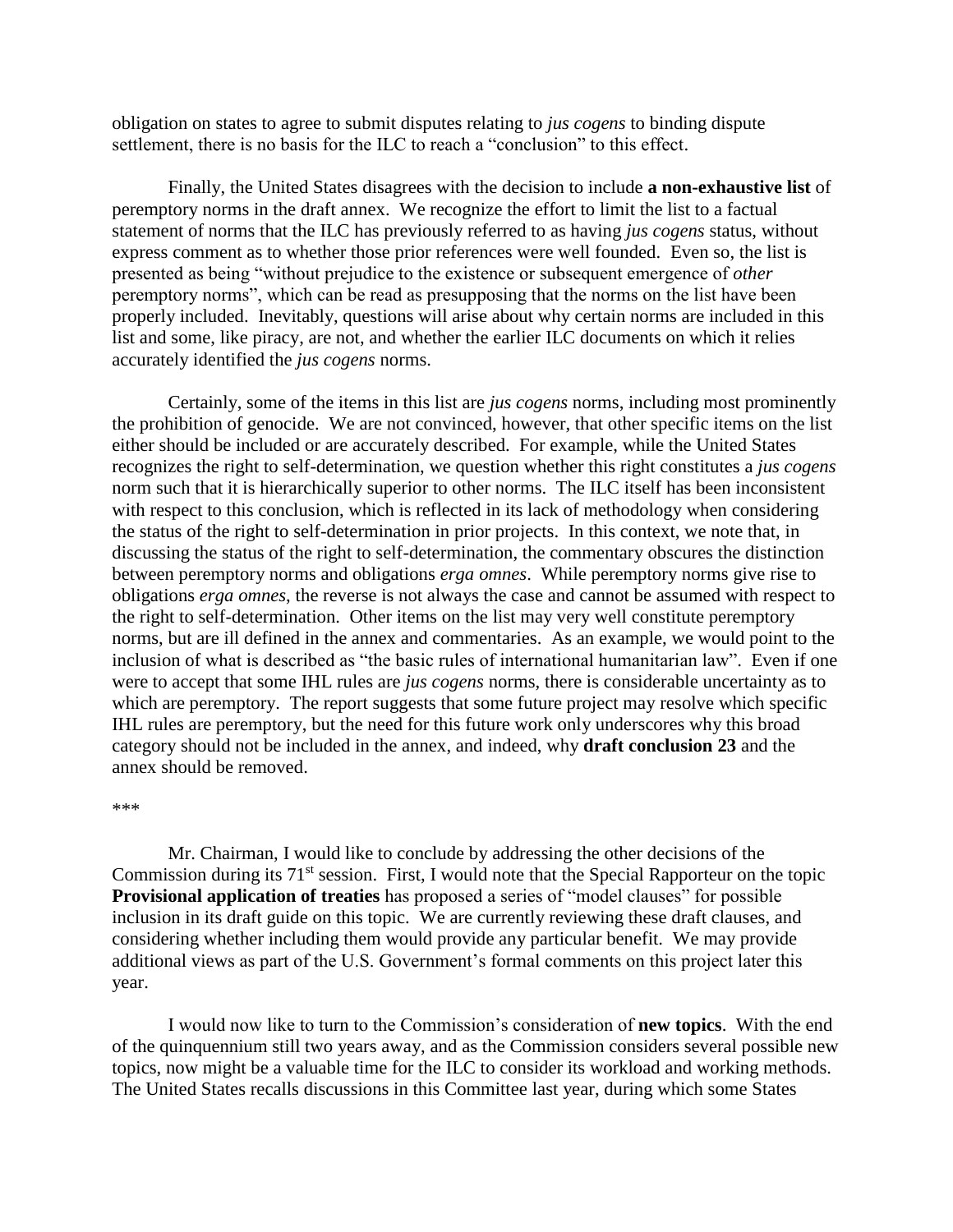obligation on states to agree to submit disputes relating to *jus cogens* to binding dispute settlement, there is no basis for the ILC to reach a "conclusion" to this effect.

Finally, the United States disagrees with the decision to include **a non-exhaustive list** of peremptory norms in the draft annex. We recognize the effort to limit the list to a factual statement of norms that the ILC has previously referred to as having *jus cogens* status, without express comment as to whether those prior references were well founded. Even so, the list is presented as being "without prejudice to the existence or subsequent emergence of *other* peremptory norms", which can be read as presupposing that the norms on the list have been properly included. Inevitably, questions will arise about why certain norms are included in this list and some, like piracy, are not, and whether the earlier ILC documents on which it relies accurately identified the *jus cogens* norms.

Certainly, some of the items in this list are *jus cogens* norms, including most prominently the prohibition of genocide. We are not convinced, however, that other specific items on the list either should be included or are accurately described. For example, while the United States recognizes the right to self-determination, we question whether this right constitutes a *jus cogens* norm such that it is hierarchically superior to other norms. The ILC itself has been inconsistent with respect to this conclusion, which is reflected in its lack of methodology when considering the status of the right to self-determination in prior projects. In this context, we note that, in discussing the status of the right to self-determination, the commentary obscures the distinction between peremptory norms and obligations *erga omnes*. While peremptory norms give rise to obligations *erga omnes*, the reverse is not always the case and cannot be assumed with respect to the right to self-determination. Other items on the list may very well constitute peremptory norms, but are ill defined in the annex and commentaries. As an example, we would point to the inclusion of what is described as "the basic rules of international humanitarian law". Even if one were to accept that some IHL rules are *jus cogens* norms, there is considerable uncertainty as to which are peremptory. The report suggests that some future project may resolve which specific IHL rules are peremptory, but the need for this future work only underscores why this broad category should not be included in the annex, and indeed, why **draft conclusion 23** and the annex should be removed.

***

Mr. Chairman, I would like to conclude by addressing the other decisions of the Commission during its 71st session. First, I would note that the Special Rapporteur on the topic **Provisional application of treaties** has proposed a series of "model clauses" for possible inclusion in its draft guide on this topic. We are currently reviewing these draft clauses, and considering whether including them would provide any particular benefit. We may provide additional views as part of the U.S. Government's formal comments on this project later this year.

I would now like to turn to the Commission's consideration of **new topics**. With the end of the quinquennium still two years away, and as the Commission considers several possible new topics, now might be a valuable time for the ILC to consider its workload and working methods. The United States recalls discussions in this Committee last year, during which some States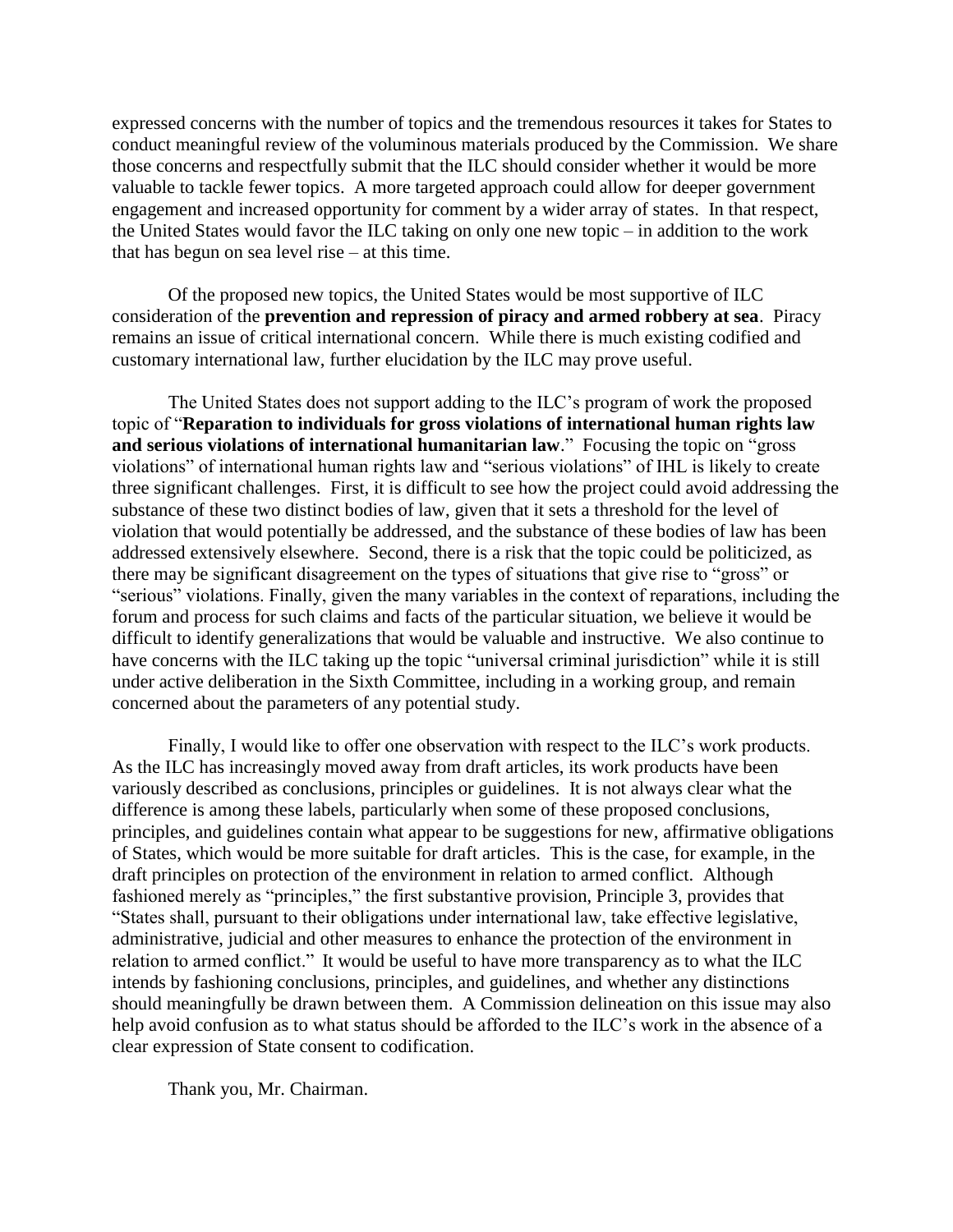expressed concerns with the number of topics and the tremendous resources it takes for States to conduct meaningful review of the voluminous materials produced by the Commission. We share those concerns and respectfully submit that the ILC should consider whether it would be more valuable to tackle fewer topics. A more targeted approach could allow for deeper government engagement and increased opportunity for comment by a wider array of states. In that respect, the United States would favor the ILC taking on only one new topic – in addition to the work that has begun on sea level rise – at this time.

Of the proposed new topics, the United States would be most supportive of ILC consideration of the **prevention and repression of piracy and armed robbery at sea**. Piracy remains an issue of critical international concern. While there is much existing codified and customary international law, further elucidation by the ILC may prove useful.

The United States does not support adding to the ILC's program of work the proposed topic of "**Reparation to individuals for gross violations of international human rights law and serious violations of international humanitarian law**." Focusing the topic on "gross violations" of international human rights law and "serious violations" of IHL is likely to create three significant challenges. First, it is difficult to see how the project could avoid addressing the substance of these two distinct bodies of law, given that it sets a threshold for the level of violation that would potentially be addressed, and the substance of these bodies of law has been addressed extensively elsewhere. Second, there is a risk that the topic could be politicized, as there may be significant disagreement on the types of situations that give rise to "gross" or "serious" violations. Finally, given the many variables in the context of reparations, including the forum and process for such claims and facts of the particular situation, we believe it would be difficult to identify generalizations that would be valuable and instructive. We also continue to have concerns with the ILC taking up the topic "universal criminal jurisdiction" while it is still under active deliberation in the Sixth Committee, including in a working group, and remain concerned about the parameters of any potential study.

Finally, I would like to offer one observation with respect to the ILC's work products. As the ILC has increasingly moved away from draft articles, its work products have been variously described as conclusions, principles or guidelines. It is not always clear what the difference is among these labels, particularly when some of these proposed conclusions, principles, and guidelines contain what appear to be suggestions for new, affirmative obligations of States, which would be more suitable for draft articles. This is the case, for example, in the draft principles on protection of the environment in relation to armed conflict. Although fashioned merely as "principles," the first substantive provision, Principle 3, provides that "States shall, pursuant to their obligations under international law, take effective legislative, administrative, judicial and other measures to enhance the protection of the environment in relation to armed conflict." It would be useful to have more transparency as to what the ILC intends by fashioning conclusions, principles, and guidelines, and whether any distinctions should meaningfully be drawn between them. A Commission delineation on this issue may also help avoid confusion as to what status should be afforded to the ILC's work in the absence of a clear expression of State consent to codification.

Thank you, Mr. Chairman.